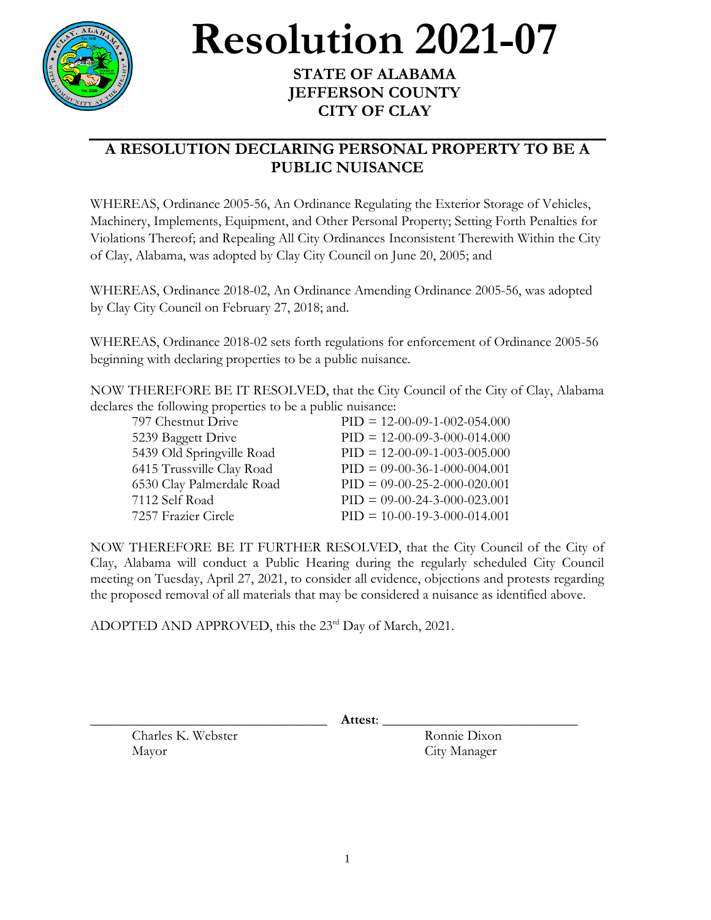# Resolution 2021-07

**STATE OF ALABAMA**
**JEFFERSON COUNTY**
**CITY OF CLAY**

## A RESOLUTION DECLARING PERSONAL PROPERTY TO BE A PUBLIC NUISANCE

WHEREAS, Ordinance 2005-56, An Ordinance Regulating the Exterior Storage of Vehicles, Machinery, Implements, Equipment, and Other Personal Property; Setting Forth Penalties for Violations Thereof; and Repealing All City Ordinances Inconsistent Therewith Within the City of Clay, Alabama, was adopted by Clay City Council on June 20, 2005; and

WHEREAS, Ordinance 2018-02, An Ordinance Amending Ordinance 2005-56, was adopted by Clay City Council on February 27, 2018; and.

WHEREAS, Ordinance 2018-02 sets forth regulations for enforcement of Ordinance 2005-56 beginning with declaring properties to be a public nuisance.

NOW THEREFORE BE IT RESOLVED, that the City Council of the City of Clay, Alabama declares the following properties to be a public nuisance:

| | |
|---|---|
| 797 Chestnut Drive | PID = 12-00-09-1-002-054.000 |
| 5239 Baggett Drive | PID = 12-00-09-3-000-014.000 |
| 5439 Old Springville Road | PID = 12-00-09-1-003-005.000 |
| 6415 Trussville Clay Road | PID = 09-00-36-1-000-004.001 |
| 6530 Clay Palmerdale Road | PID = 09-00-25-2-000-020.001 |
| 7112 Self Road | PID = 09-00-24-3-000-023.001 |
| 7257 Frazier Circle | PID = 10-00-19-3-000-014.001 |

NOW THEREFORE BE IT FURTHER RESOLVED, that the City Council of the City of Clay, Alabama will conduct a Public Hearing during the regularly scheduled City Council meeting on Tuesday, April 27, 2021, to consider all evidence, objections and protests regarding the proposed removal of all materials that may be considered a nuisance as identified above.

ADOPTED AND APPROVED, this the 23rd Day of March, 2021.

\_\_\_\_\_\_\_\_\_\_\_\_\_\_\_\_\_\_\_\_\_\_\_\_\_\_\_\_\_\_ **Attest**: \_\_\_\_\_\_\_\_\_\_\_\_\_\_\_\_\_\_\_\_\_\_\_\_\_\_\_\_\_\_

Charles K. Webster
Mayor

Ronnie Dixon
City Manager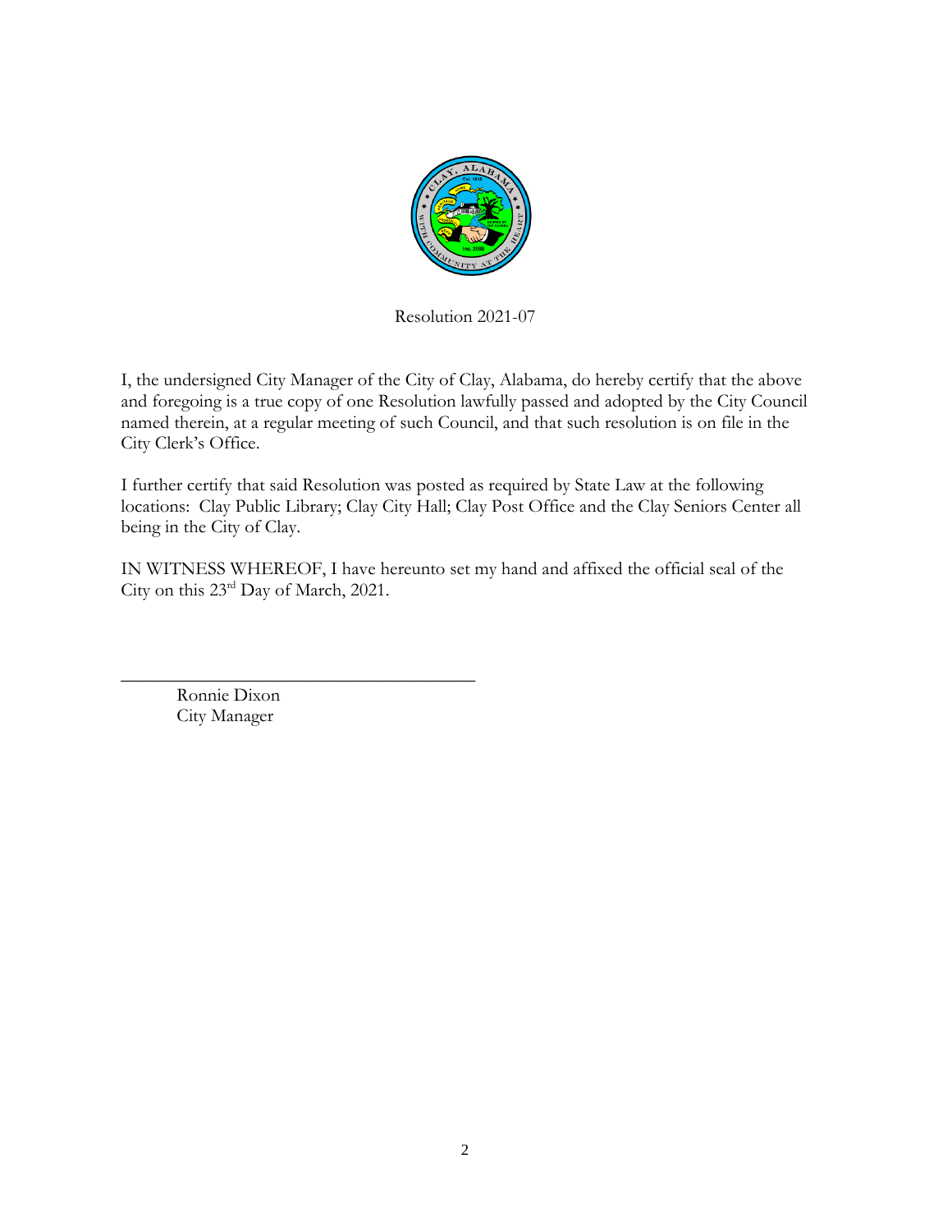Resolution 2021-07

I, the undersigned City Manager of the City of Clay, Alabama, do hereby certify that the above and foregoing is a true copy of one Resolution lawfully passed and adopted by the City Council named therein, at a regular meeting of such Council, and that such resolution is on file in the City Clerk's Office.

I further certify that said Resolution was posted as required by State Law at the following locations: Clay Public Library; Clay City Hall; Clay Post Office and the Clay Seniors Center all being in the City of Clay.

IN WITNESS WHEREOF, I have hereunto set my hand and affixed the official seal of the City on this 23rd Day of March, 2021.

\_\_\_\_\_\_\_\_\_\_\_\_\_\_\_\_\_\_\_\_\_\_\_\_\_\_\_\_\_\_\_\_\_\_\_\_\_\_

Ronnie Dixon
City Manager